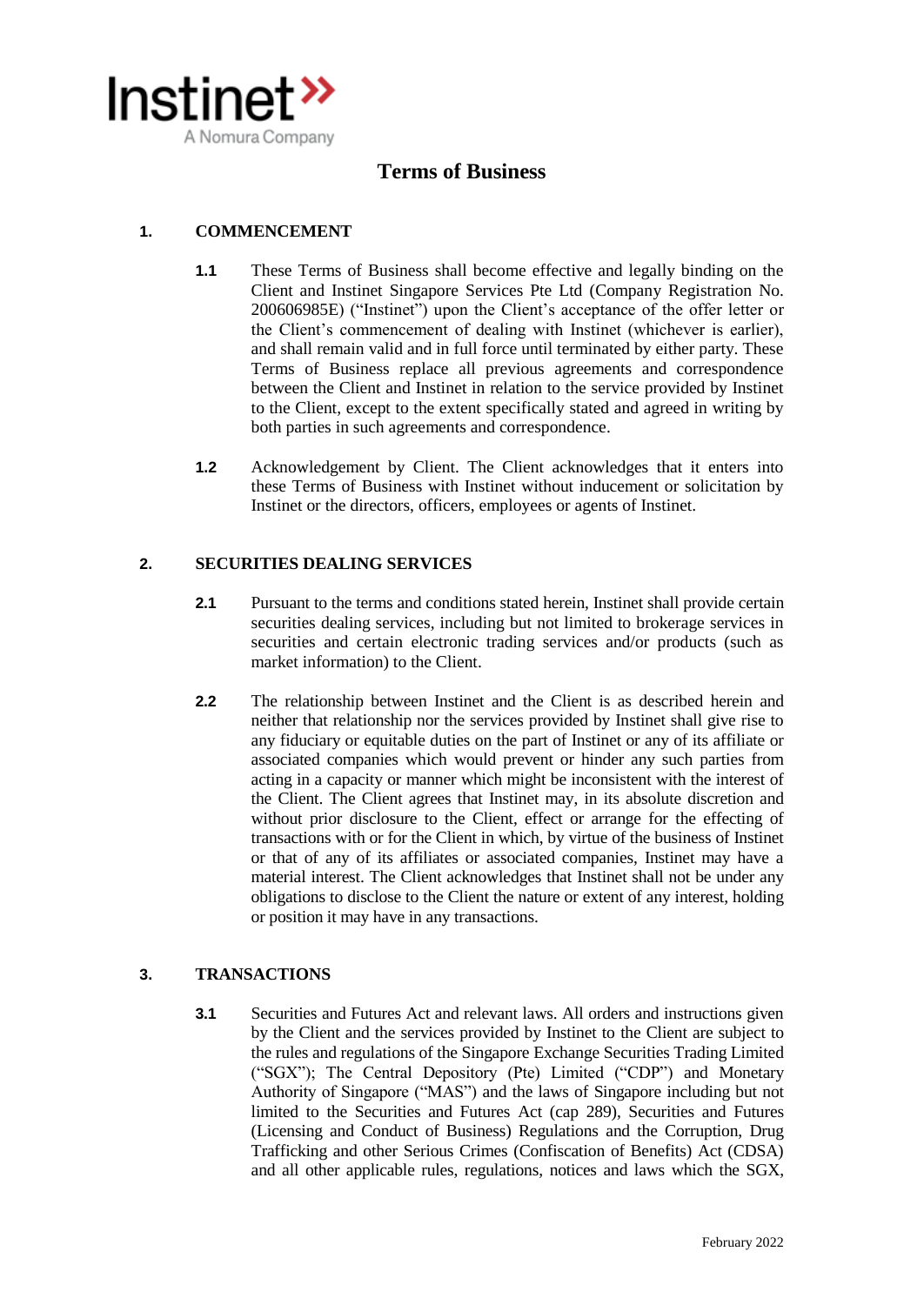Instinet»
A Nomura Company

# Terms of Business

## 1. COMMENCEMENT

**1.1** These Terms of Business shall become effective and legally binding on the Client and Instinet Singapore Services Pte Ltd (Company Registration No. 200606985E) ("Instinet") upon the Client's acceptance of the offer letter or the Client's commencement of dealing with Instinet (whichever is earlier), and shall remain valid and in full force until terminated by either party. These Terms of Business replace all previous agreements and correspondence between the Client and Instinet in relation to the service provided by Instinet to the Client, except to the extent specifically stated and agreed in writing by both parties in such agreements and correspondence.

**1.2** Acknowledgement by Client. The Client acknowledges that it enters into these Terms of Business with Instinet without inducement or solicitation by Instinet or the directors, officers, employees or agents of Instinet.

## 2. SECURITIES DEALING SERVICES

**2.1** Pursuant to the terms and conditions stated herein, Instinet shall provide certain securities dealing services, including but not limited to brokerage services in securities and certain electronic trading services and/or products (such as market information) to the Client.

**2.2** The relationship between Instinet and the Client is as described herein and neither that relationship nor the services provided by Instinet shall give rise to any fiduciary or equitable duties on the part of Instinet or any of its affiliate or associated companies which would prevent or hinder any such parties from acting in a capacity or manner which might be inconsistent with the interest of the Client. The Client agrees that Instinet may, in its absolute discretion and without prior disclosure to the Client, effect or arrange for the effecting of transactions with or for the Client in which, by virtue of the business of Instinet or that of any of its affiliates or associated companies, Instinet may have a material interest. The Client acknowledges that Instinet shall not be under any obligations to disclose to the Client the nature or extent of any interest, holding or position it may have in any transactions.

## 3. TRANSACTIONS

**3.1** Securities and Futures Act and relevant laws. All orders and instructions given by the Client and the services provided by Instinet to the Client are subject to the rules and regulations of the Singapore Exchange Securities Trading Limited ("SGX"); The Central Depository (Pte) Limited ("CDP") and Monetary Authority of Singapore ("MAS") and the laws of Singapore including but not limited to the Securities and Futures Act (cap 289), Securities and Futures (Licensing and Conduct of Business) Regulations and the Corruption, Drug Trafficking and other Serious Crimes (Confiscation of Benefits) Act (CDSA) and all other applicable rules, regulations, notices and laws which the SGX,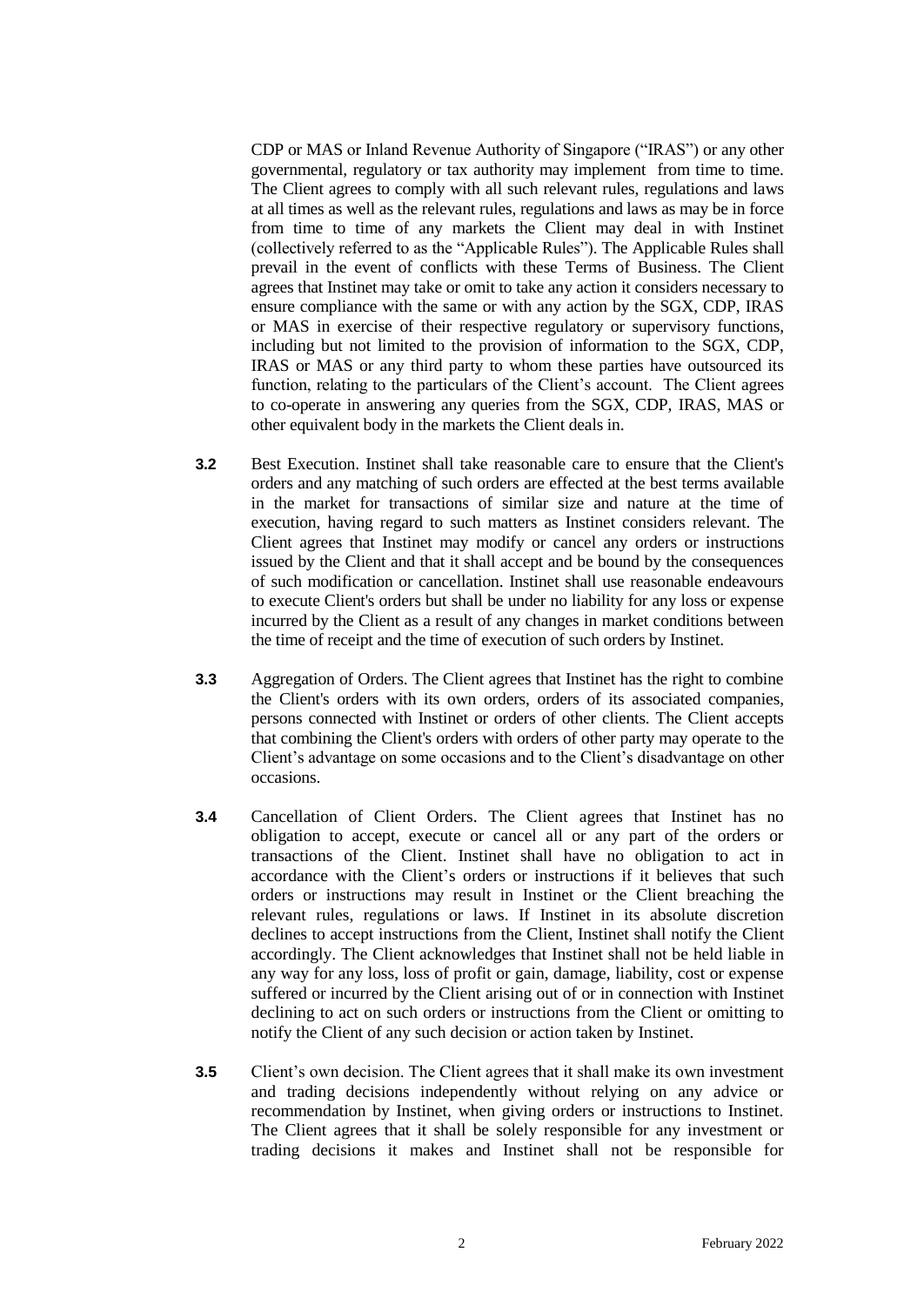CDP or MAS or Inland Revenue Authority of Singapore ("IRAS") or any other governmental, regulatory or tax authority may implement from time to time. The Client agrees to comply with all such relevant rules, regulations and laws at all times as well as the relevant rules, regulations and laws as may be in force from time to time of any markets the Client may deal in with Instinet (collectively referred to as the "Applicable Rules"). The Applicable Rules shall prevail in the event of conflicts with these Terms of Business. The Client agrees that Instinet may take or omit to take any action it considers necessary to ensure compliance with the same or with any action by the SGX, CDP, IRAS or MAS in exercise of their respective regulatory or supervisory functions, including but not limited to the provision of information to the SGX, CDP, IRAS or MAS or any third party to whom these parties have outsourced its function, relating to the particulars of the Client's account. The Client agrees to co-operate in answering any queries from the SGX, CDP, IRAS, MAS or other equivalent body in the markets the Client deals in.

**3.2** Best Execution. Instinet shall take reasonable care to ensure that the Client's orders and any matching of such orders are effected at the best terms available in the market for transactions of similar size and nature at the time of execution, having regard to such matters as Instinet considers relevant. The Client agrees that Instinet may modify or cancel any orders or instructions issued by the Client and that it shall accept and be bound by the consequences of such modification or cancellation. Instinet shall use reasonable endeavours to execute Client's orders but shall be under no liability for any loss or expense incurred by the Client as a result of any changes in market conditions between the time of receipt and the time of execution of such orders by Instinet.

**3.3** Aggregation of Orders. The Client agrees that Instinet has the right to combine the Client's orders with its own orders, orders of its associated companies, persons connected with Instinet or orders of other clients. The Client accepts that combining the Client's orders with orders of other party may operate to the Client's advantage on some occasions and to the Client's disadvantage on other occasions.

**3.4** Cancellation of Client Orders. The Client agrees that Instinet has no obligation to accept, execute or cancel all or any part of the orders or transactions of the Client. Instinet shall have no obligation to act in accordance with the Client's orders or instructions if it believes that such orders or instructions may result in Instinet or the Client breaching the relevant rules, regulations or laws. If Instinet in its absolute discretion declines to accept instructions from the Client, Instinet shall notify the Client accordingly. The Client acknowledges that Instinet shall not be held liable in any way for any loss, loss of profit or gain, damage, liability, cost or expense suffered or incurred by the Client arising out of or in connection with Instinet declining to act on such orders or instructions from the Client or omitting to notify the Client of any such decision or action taken by Instinet.

**3.5** Client's own decision. The Client agrees that it shall make its own investment and trading decisions independently without relying on any advice or recommendation by Instinet, when giving orders or instructions to Instinet. The Client agrees that it shall be solely responsible for any investment or trading decisions it makes and Instinet shall not be responsible for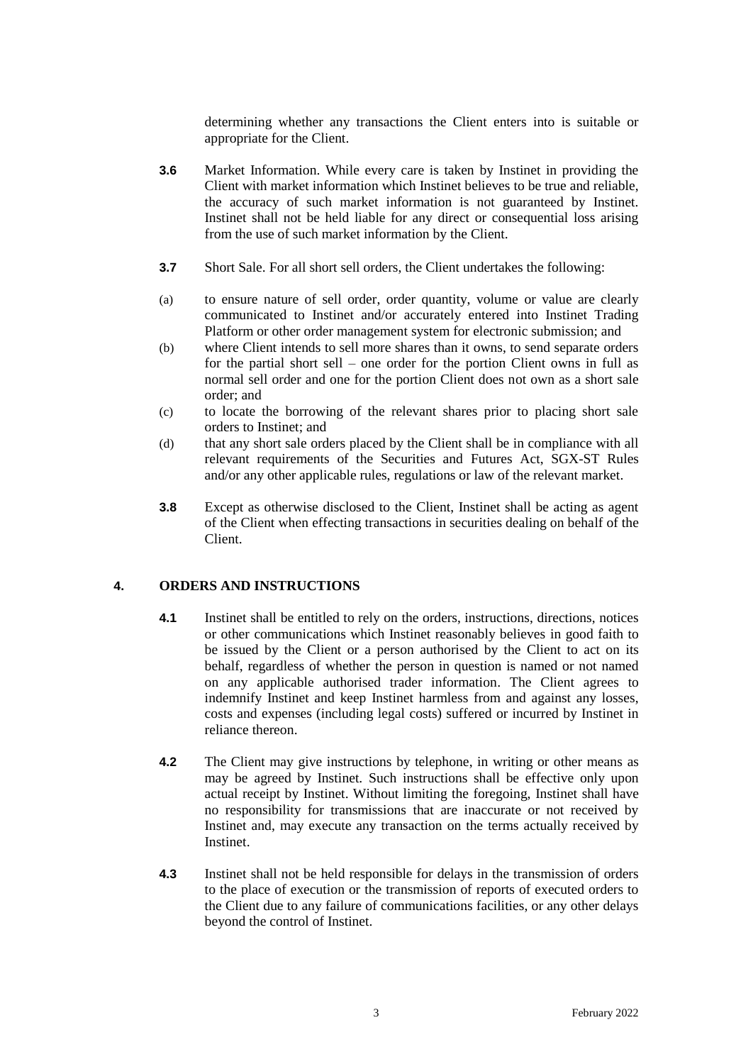determining whether any transactions the Client enters into is suitable or appropriate for the Client.

**3.6** Market Information. While every care is taken by Instinet in providing the Client with market information which Instinet believes to be true and reliable, the accuracy of such market information is not guaranteed by Instinet. Instinet shall not be held liable for any direct or consequential loss arising from the use of such market information by the Client.

**3.7** Short Sale. For all short sell orders, the Client undertakes the following:

(a) to ensure nature of sell order, order quantity, volume or value are clearly communicated to Instinet and/or accurately entered into Instinet Trading Platform or other order management system for electronic submission; and

(b) where Client intends to sell more shares than it owns, to send separate orders for the partial short sell – one order for the portion Client owns in full as normal sell order and one for the portion Client does not own as a short sale order; and

(c) to locate the borrowing of the relevant shares prior to placing short sale orders to Instinet; and

(d) that any short sale orders placed by the Client shall be in compliance with all relevant requirements of the Securities and Futures Act, SGX-ST Rules and/or any other applicable rules, regulations or law of the relevant market.

**3.8** Except as otherwise disclosed to the Client, Instinet shall be acting as agent of the Client when effecting transactions in securities dealing on behalf of the Client.

## 4. ORDERS AND INSTRUCTIONS

**4.1** Instinet shall be entitled to rely on the orders, instructions, directions, notices or other communications which Instinet reasonably believes in good faith to be issued by the Client or a person authorised by the Client to act on its behalf, regardless of whether the person in question is named or not named on any applicable authorised trader information. The Client agrees to indemnify Instinet and keep Instinet harmless from and against any losses, costs and expenses (including legal costs) suffered or incurred by Instinet in reliance thereon.

**4.2** The Client may give instructions by telephone, in writing or other means as may be agreed by Instinet. Such instructions shall be effective only upon actual receipt by Instinet. Without limiting the foregoing, Instinet shall have no responsibility for transmissions that are inaccurate or not received by Instinet and, may execute any transaction on the terms actually received by Instinet.

**4.3** Instinet shall not be held responsible for delays in the transmission of orders to the place of execution or the transmission of reports of executed orders to the Client due to any failure of communications facilities, or any other delays beyond the control of Instinet.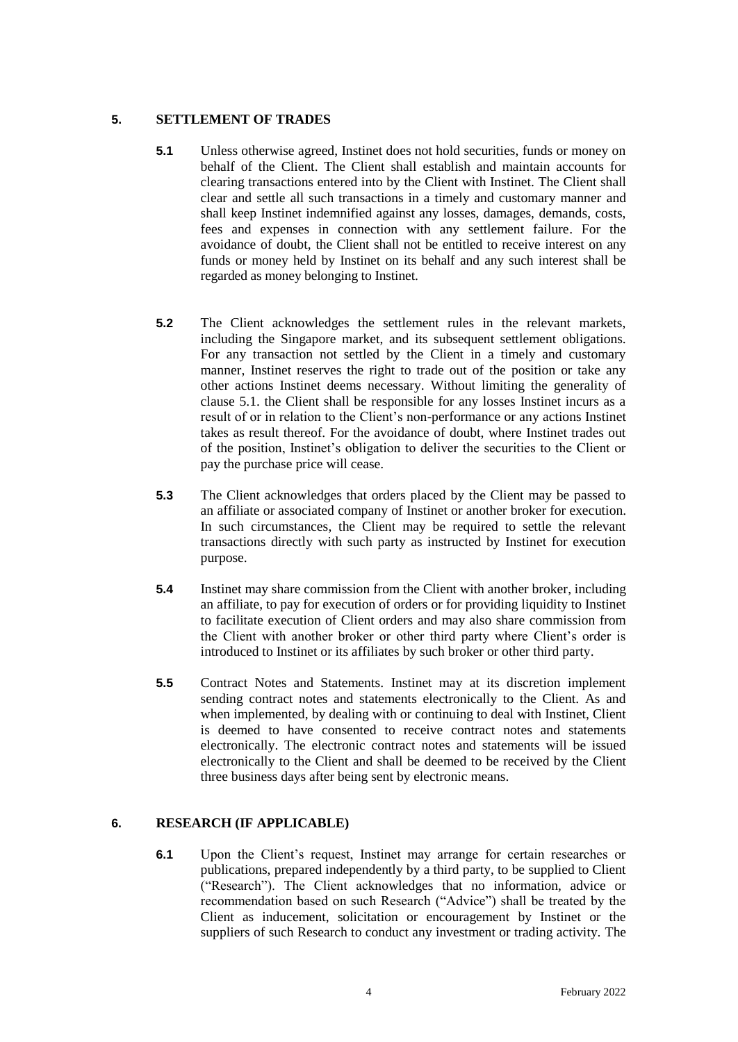## 5. SETTLEMENT OF TRADES

**5.1** Unless otherwise agreed, Instinet does not hold securities, funds or money on behalf of the Client. The Client shall establish and maintain accounts for clearing transactions entered into by the Client with Instinet. The Client shall clear and settle all such transactions in a timely and customary manner and shall keep Instinet indemnified against any losses, damages, demands, costs, fees and expenses in connection with any settlement failure. For the avoidance of doubt, the Client shall not be entitled to receive interest on any funds or money held by Instinet on its behalf and any such interest shall be regarded as money belonging to Instinet.

**5.2** The Client acknowledges the settlement rules in the relevant markets, including the Singapore market, and its subsequent settlement obligations. For any transaction not settled by the Client in a timely and customary manner, Instinet reserves the right to trade out of the position or take any other actions Instinet deems necessary. Without limiting the generality of clause 5.1. the Client shall be responsible for any losses Instinet incurs as a result of or in relation to the Client's non-performance or any actions Instinet takes as result thereof. For the avoidance of doubt, where Instinet trades out of the position, Instinet's obligation to deliver the securities to the Client or pay the purchase price will cease.

**5.3** The Client acknowledges that orders placed by the Client may be passed to an affiliate or associated company of Instinet or another broker for execution. In such circumstances, the Client may be required to settle the relevant transactions directly with such party as instructed by Instinet for execution purpose.

**5.4** Instinet may share commission from the Client with another broker, including an affiliate, to pay for execution of orders or for providing liquidity to Instinet to facilitate execution of Client orders and may also share commission from the Client with another broker or other third party where Client's order is introduced to Instinet or its affiliates by such broker or other third party.

**5.5** Contract Notes and Statements. Instinet may at its discretion implement sending contract notes and statements electronically to the Client. As and when implemented, by dealing with or continuing to deal with Instinet, Client is deemed to have consented to receive contract notes and statements electronically. The electronic contract notes and statements will be issued electronically to the Client and shall be deemed to be received by the Client three business days after being sent by electronic means.

## 6. RESEARCH (IF APPLICABLE)

**6.1** Upon the Client's request, Instinet may arrange for certain researches or publications, prepared independently by a third party, to be supplied to Client ("Research"). The Client acknowledges that no information, advice or recommendation based on such Research ("Advice") shall be treated by the Client as inducement, solicitation or encouragement by Instinet or the suppliers of such Research to conduct any investment or trading activity. The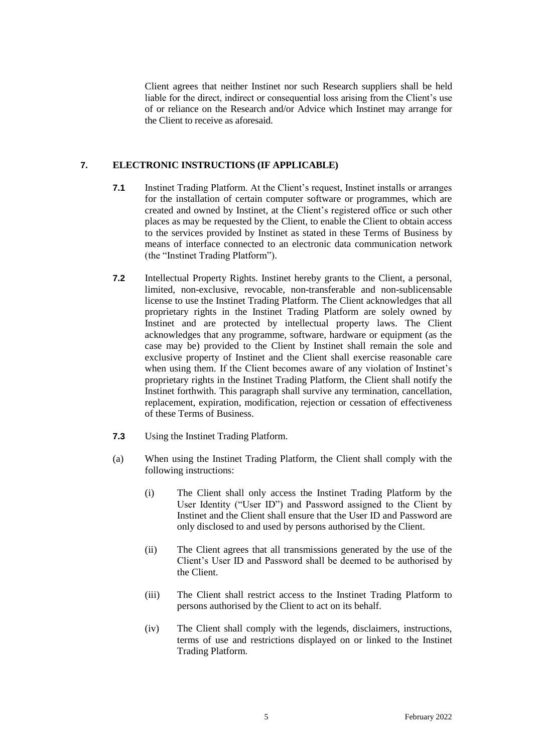Client agrees that neither Instinet nor such Research suppliers shall be held liable for the direct, indirect or consequential loss arising from the Client's use of or reliance on the Research and/or Advice which Instinet may arrange for the Client to receive as aforesaid.

## 7. ELECTRONIC INSTRUCTIONS (IF APPLICABLE)

**7.1** Instinet Trading Platform. At the Client's request, Instinet installs or arranges for the installation of certain computer software or programmes, which are created and owned by Instinet, at the Client's registered office or such other places as may be requested by the Client, to enable the Client to obtain access to the services provided by Instinet as stated in these Terms of Business by means of interface connected to an electronic data communication network (the "Instinet Trading Platform").

**7.2** Intellectual Property Rights. Instinet hereby grants to the Client, a personal, limited, non-exclusive, revocable, non-transferable and non-sublicensable license to use the Instinet Trading Platform. The Client acknowledges that all proprietary rights in the Instinet Trading Platform are solely owned by Instinet and are protected by intellectual property laws. The Client acknowledges that any programme, software, hardware or equipment (as the case may be) provided to the Client by Instinet shall remain the sole and exclusive property of Instinet and the Client shall exercise reasonable care when using them. If the Client becomes aware of any violation of Instinet's proprietary rights in the Instinet Trading Platform, the Client shall notify the Instinet forthwith. This paragraph shall survive any termination, cancellation, replacement, expiration, modification, rejection or cessation of effectiveness of these Terms of Business.

**7.3** Using the Instinet Trading Platform.

(a) When using the Instinet Trading Platform, the Client shall comply with the following instructions:

(i) The Client shall only access the Instinet Trading Platform by the User Identity ("User ID") and Password assigned to the Client by Instinet and the Client shall ensure that the User ID and Password are only disclosed to and used by persons authorised by the Client.

(ii) The Client agrees that all transmissions generated by the use of the Client's User ID and Password shall be deemed to be authorised by the Client.

(iii) The Client shall restrict access to the Instinet Trading Platform to persons authorised by the Client to act on its behalf.

(iv) The Client shall comply with the legends, disclaimers, instructions, terms of use and restrictions displayed on or linked to the Instinet Trading Platform.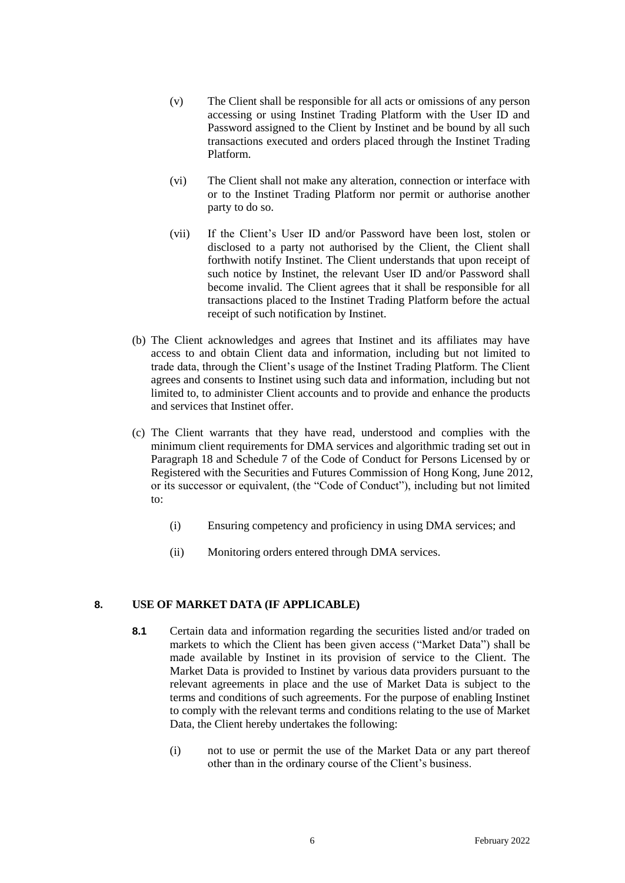(v) The Client shall be responsible for all acts or omissions of any person accessing or using Instinet Trading Platform with the User ID and Password assigned to the Client by Instinet and be bound by all such transactions executed and orders placed through the Instinet Trading Platform.

(vi) The Client shall not make any alteration, connection or interface with or to the Instinet Trading Platform nor permit or authorise another party to do so.

(vii) If the Client's User ID and/or Password have been lost, stolen or disclosed to a party not authorised by the Client, the Client shall forthwith notify Instinet. The Client understands that upon receipt of such notice by Instinet, the relevant User ID and/or Password shall become invalid. The Client agrees that it shall be responsible for all transactions placed to the Instinet Trading Platform before the actual receipt of such notification by Instinet.

(b) The Client acknowledges and agrees that Instinet and its affiliates may have access to and obtain Client data and information, including but not limited to trade data, through the Client's usage of the Instinet Trading Platform. The Client agrees and consents to Instinet using such data and information, including but not limited to, to administer Client accounts and to provide and enhance the products and services that Instinet offer.

(c) The Client warrants that they have read, understood and complies with the minimum client requirements for DMA services and algorithmic trading set out in Paragraph 18 and Schedule 7 of the Code of Conduct for Persons Licensed by or Registered with the Securities and Futures Commission of Hong Kong, June 2012, or its successor or equivalent, (the "Code of Conduct"), including but not limited to:

(i) Ensuring competency and proficiency in using DMA services; and

(ii) Monitoring orders entered through DMA services.

## 8. USE OF MARKET DATA (IF APPLICABLE)

**8.1** Certain data and information regarding the securities listed and/or traded on markets to which the Client has been given access ("Market Data") shall be made available by Instinet in its provision of service to the Client. The Market Data is provided to Instinet by various data providers pursuant to the relevant agreements in place and the use of Market Data is subject to the terms and conditions of such agreements. For the purpose of enabling Instinet to comply with the relevant terms and conditions relating to the use of Market Data, the Client hereby undertakes the following:

(i) not to use or permit the use of the Market Data or any part thereof other than in the ordinary course of the Client's business.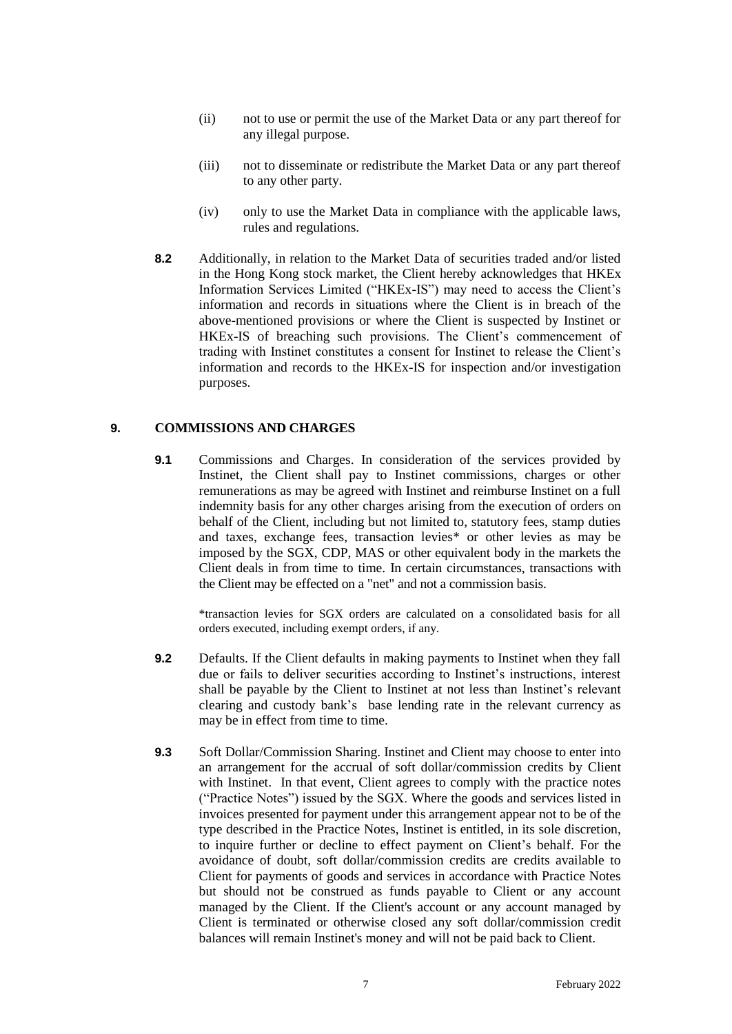(ii) not to use or permit the use of the Market Data or any part thereof for any illegal purpose.

(iii) not to disseminate or redistribute the Market Data or any part thereof to any other party.

(iv) only to use the Market Data in compliance with the applicable laws, rules and regulations.

**8.2** Additionally, in relation to the Market Data of securities traded and/or listed in the Hong Kong stock market, the Client hereby acknowledges that HKEx Information Services Limited ("HKEx-IS") may need to access the Client's information and records in situations where the Client is in breach of the above-mentioned provisions or where the Client is suspected by Instinet or HKEx-IS of breaching such provisions. The Client's commencement of trading with Instinet constitutes a consent for Instinet to release the Client's information and records to the HKEx-IS for inspection and/or investigation purposes.

## 9. COMMISSIONS AND CHARGES

**9.1** Commissions and Charges. In consideration of the services provided by Instinet, the Client shall pay to Instinet commissions, charges or other remunerations as may be agreed with Instinet and reimburse Instinet on a full indemnity basis for any other charges arising from the execution of orders on behalf of the Client, including but not limited to, statutory fees, stamp duties and taxes, exchange fees, transaction levies* or other levies as may be imposed by the SGX, CDP, MAS or other equivalent body in the markets the Client deals in from time to time. In certain circumstances, transactions with the Client may be effected on a "net" and not a commission basis.

*transaction levies for SGX orders are calculated on a consolidated basis for all orders executed, including exempt orders, if any.

**9.2** Defaults. If the Client defaults in making payments to Instinet when they fall due or fails to deliver securities according to Instinet's instructions, interest shall be payable by the Client to Instinet at not less than Instinet's relevant clearing and custody bank's base lending rate in the relevant currency as may be in effect from time to time.

**9.3** Soft Dollar/Commission Sharing. Instinet and Client may choose to enter into an arrangement for the accrual of soft dollar/commission credits by Client with Instinet. In that event, Client agrees to comply with the practice notes ("Practice Notes") issued by the SGX. Where the goods and services listed in invoices presented for payment under this arrangement appear not to be of the type described in the Practice Notes, Instinet is entitled, in its sole discretion, to inquire further or decline to effect payment on Client's behalf. For the avoidance of doubt, soft dollar/commission credits are credits available to Client for payments of goods and services in accordance with Practice Notes but should not be construed as funds payable to Client or any account managed by the Client. If the Client's account or any account managed by Client is terminated or otherwise closed any soft dollar/commission credit balances will remain Instinet's money and will not be paid back to Client.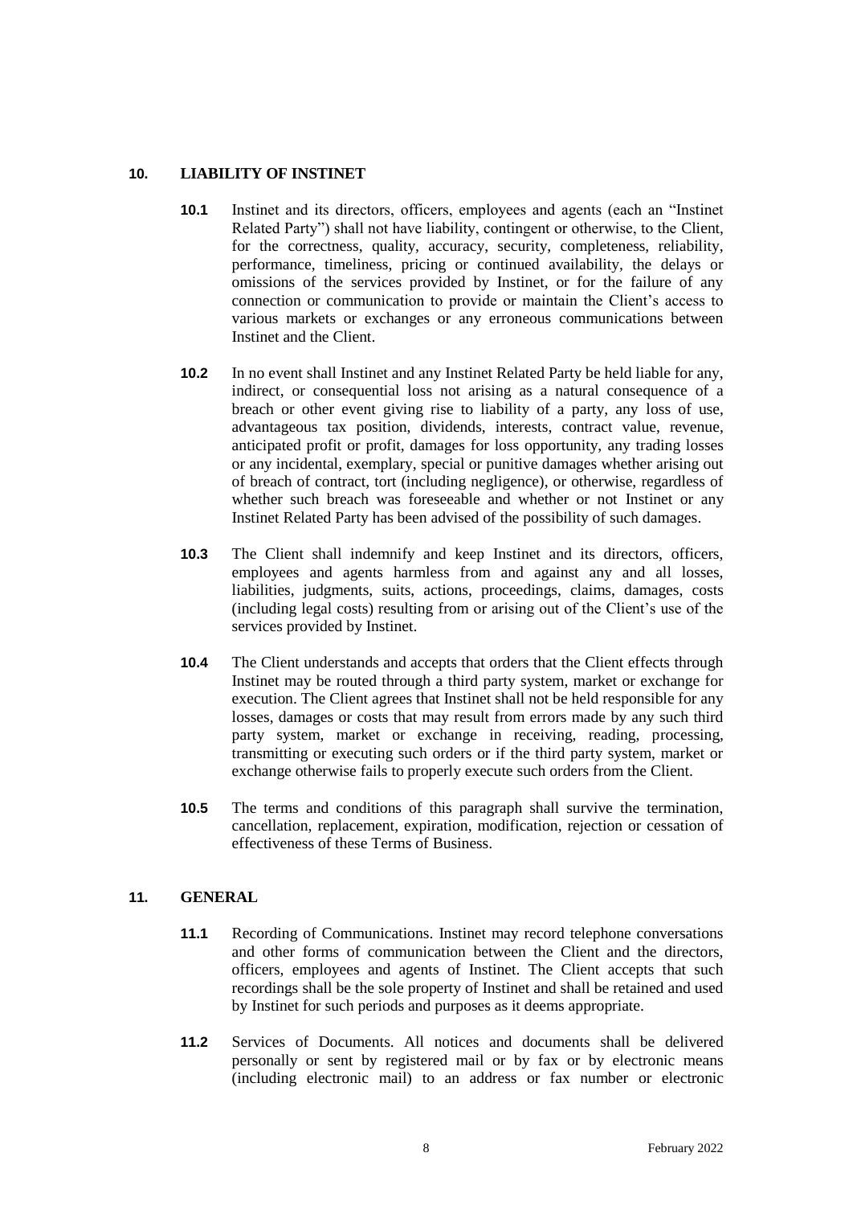## 10. LIABILITY OF INSTINET

**10.1** Instinet and its directors, officers, employees and agents (each an "Instinet Related Party") shall not have liability, contingent or otherwise, to the Client, for the correctness, quality, accuracy, security, completeness, reliability, performance, timeliness, pricing or continued availability, the delays or omissions of the services provided by Instinet, or for the failure of any connection or communication to provide or maintain the Client's access to various markets or exchanges or any erroneous communications between Instinet and the Client.

**10.2** In no event shall Instinet and any Instinet Related Party be held liable for any, indirect, or consequential loss not arising as a natural consequence of a breach or other event giving rise to liability of a party, any loss of use, advantageous tax position, dividends, interests, contract value, revenue, anticipated profit or profit, damages for loss opportunity, any trading losses or any incidental, exemplary, special or punitive damages whether arising out of breach of contract, tort (including negligence), or otherwise, regardless of whether such breach was foreseeable and whether or not Instinet or any Instinet Related Party has been advised of the possibility of such damages.

**10.3** The Client shall indemnify and keep Instinet and its directors, officers, employees and agents harmless from and against any and all losses, liabilities, judgments, suits, actions, proceedings, claims, damages, costs (including legal costs) resulting from or arising out of the Client's use of the services provided by Instinet.

**10.4** The Client understands and accepts that orders that the Client effects through Instinet may be routed through a third party system, market or exchange for execution. The Client agrees that Instinet shall not be held responsible for any losses, damages or costs that may result from errors made by any such third party system, market or exchange in receiving, reading, processing, transmitting or executing such orders or if the third party system, market or exchange otherwise fails to properly execute such orders from the Client.

**10.5** The terms and conditions of this paragraph shall survive the termination, cancellation, replacement, expiration, modification, rejection or cessation of effectiveness of these Terms of Business.

## 11. GENERAL

**11.1** Recording of Communications. Instinet may record telephone conversations and other forms of communication between the Client and the directors, officers, employees and agents of Instinet. The Client accepts that such recordings shall be the sole property of Instinet and shall be retained and used by Instinet for such periods and purposes as it deems appropriate.

**11.2** Services of Documents. All notices and documents shall be delivered personally or sent by registered mail or by fax or by electronic means (including electronic mail) to an address or fax number or electronic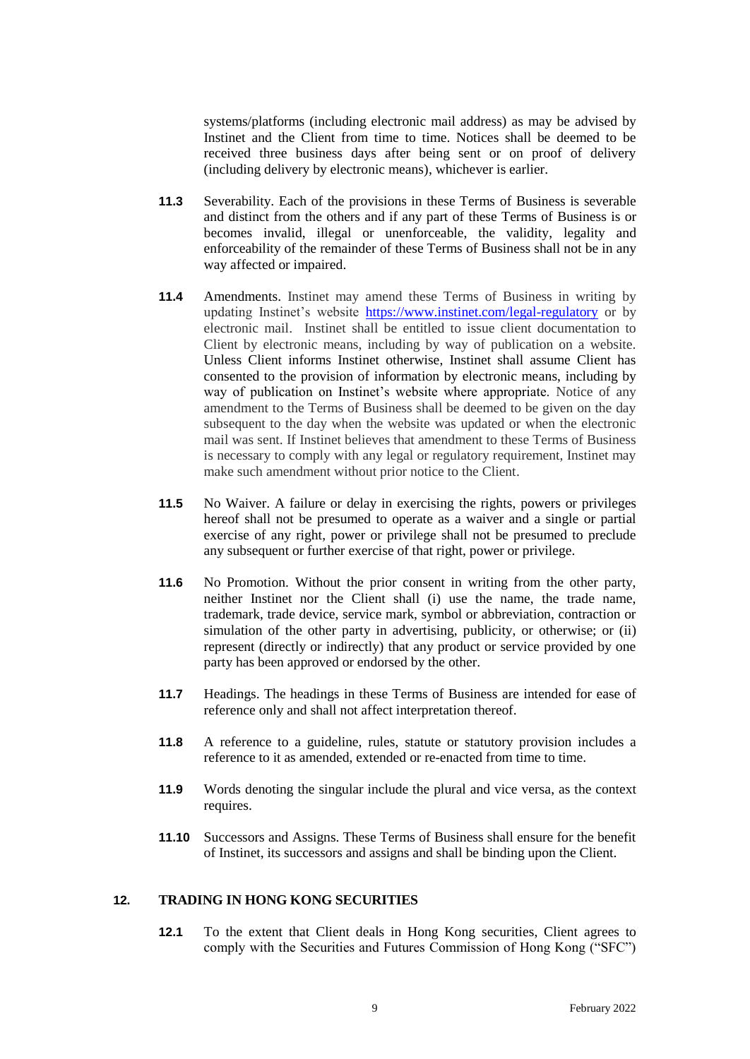systems/platforms (including electronic mail address) as may be advised by Instinet and the Client from time to time. Notices shall be deemed to be received three business days after being sent or on proof of delivery (including delivery by electronic means), whichever is earlier.

**11.3** Severability. Each of the provisions in these Terms of Business is severable and distinct from the others and if any part of these Terms of Business is or becomes invalid, illegal or unenforceable, the validity, legality and enforceability of the remainder of these Terms of Business shall not be in any way affected or impaired.

**11.4** Amendments. Instinet may amend these Terms of Business in writing by updating Instinet's website [https://www.instinet.com/legal-regulatory](https://www.instinet.com/legal-regulatory) or by electronic mail. Instinet shall be entitled to issue client documentation to Client by electronic means, including by way of publication on a website. Unless Client informs Instinet otherwise, Instinet shall assume Client has consented to the provision of information by electronic means, including by way of publication on Instinet's website where appropriate. Notice of any amendment to the Terms of Business shall be deemed to be given on the day subsequent to the day when the website was updated or when the electronic mail was sent. If Instinet believes that amendment to these Terms of Business is necessary to comply with any legal or regulatory requirement, Instinet may make such amendment without prior notice to the Client.

**11.5** No Waiver. A failure or delay in exercising the rights, powers or privileges hereof shall not be presumed to operate as a waiver and a single or partial exercise of any right, power or privilege shall not be presumed to preclude any subsequent or further exercise of that right, power or privilege.

**11.6** No Promotion. Without the prior consent in writing from the other party, neither Instinet nor the Client shall (i) use the name, the trade name, trademark, trade device, service mark, symbol or abbreviation, contraction or simulation of the other party in advertising, publicity, or otherwise; or (ii) represent (directly or indirectly) that any product or service provided by one party has been approved or endorsed by the other.

**11.7** Headings. The headings in these Terms of Business are intended for ease of reference only and shall not affect interpretation thereof.

**11.8** A reference to a guideline, rules, statute or statutory provision includes a reference to it as amended, extended or re-enacted from time to time.

**11.9** Words denoting the singular include the plural and vice versa, as the context requires.

**11.10** Successors and Assigns. These Terms of Business shall ensure for the benefit of Instinet, its successors and assigns and shall be binding upon the Client.

## 12. TRADING IN HONG KONG SECURITIES

**12.1** To the extent that Client deals in Hong Kong securities, Client agrees to comply with the Securities and Futures Commission of Hong Kong ("SFC")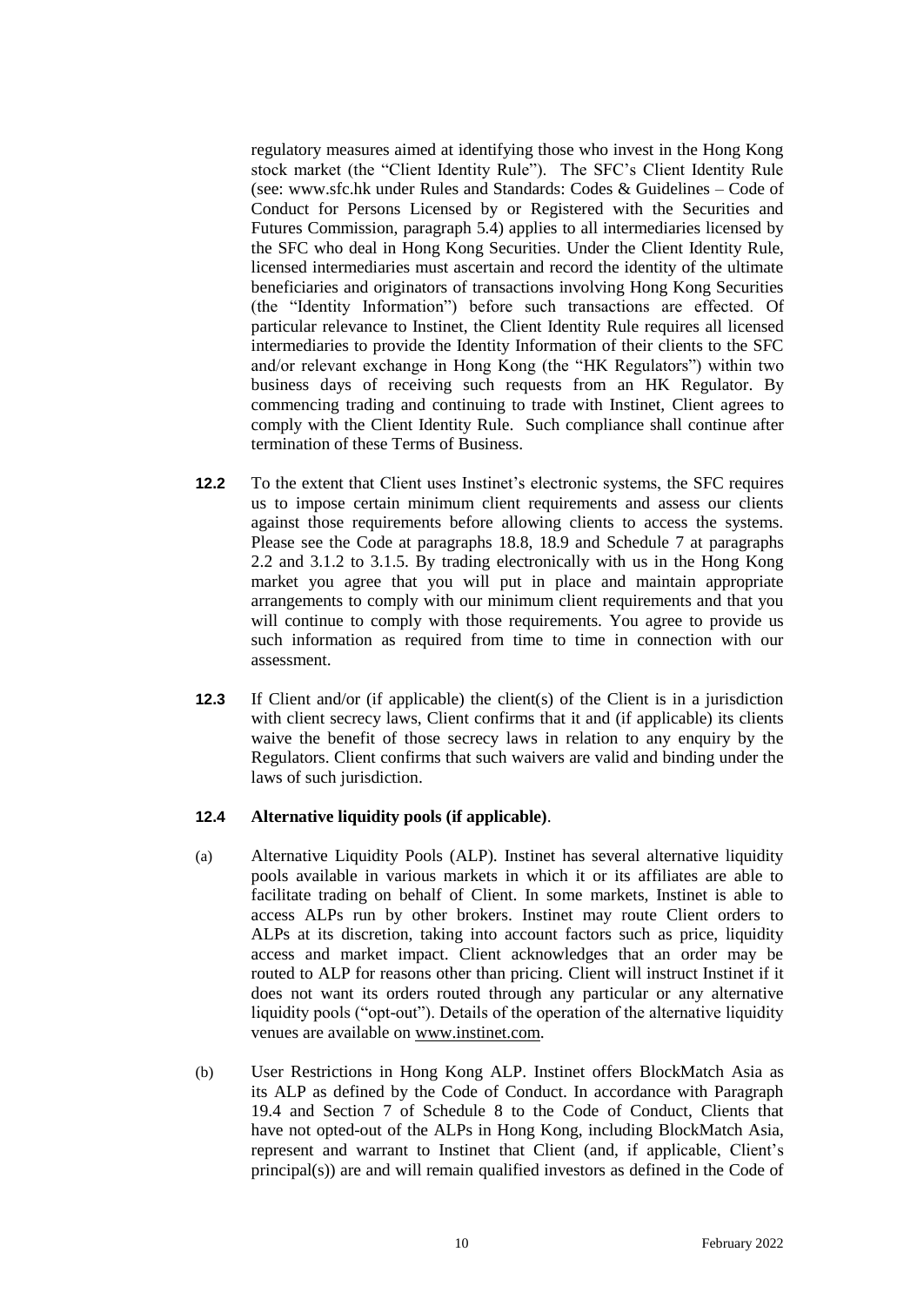regulatory measures aimed at identifying those who invest in the Hong Kong stock market (the "Client Identity Rule"). The SFC's Client Identity Rule (see: www.sfc.hk under Rules and Standards: Codes & Guidelines – Code of Conduct for Persons Licensed by or Registered with the Securities and Futures Commission, paragraph 5.4) applies to all intermediaries licensed by the SFC who deal in Hong Kong Securities. Under the Client Identity Rule, licensed intermediaries must ascertain and record the identity of the ultimate beneficiaries and originators of transactions involving Hong Kong Securities (the "Identity Information") before such transactions are effected. Of particular relevance to Instinet, the Client Identity Rule requires all licensed intermediaries to provide the Identity Information of their clients to the SFC and/or relevant exchange in Hong Kong (the "HK Regulators") within two business days of receiving such requests from an HK Regulator. By commencing trading and continuing to trade with Instinet, Client agrees to comply with the Client Identity Rule. Such compliance shall continue after termination of these Terms of Business.

**12.2** To the extent that Client uses Instinet's electronic systems, the SFC requires us to impose certain minimum client requirements and assess our clients against those requirements before allowing clients to access the systems. Please see the Code at paragraphs 18.8, 18.9 and Schedule 7 at paragraphs 2.2 and 3.1.2 to 3.1.5. By trading electronically with us in the Hong Kong market you agree that you will put in place and maintain appropriate arrangements to comply with our minimum client requirements and that you will continue to comply with those requirements. You agree to provide us such information as required from time to time in connection with our assessment.

**12.3** If Client and/or (if applicable) the client(s) of the Client is in a jurisdiction with client secrecy laws, Client confirms that it and (if applicable) its clients waive the benefit of those secrecy laws in relation to any enquiry by the Regulators. Client confirms that such waivers are valid and binding under the laws of such jurisdiction.

**12.4 Alternative liquidity pools (if applicable)**.

(a) Alternative Liquidity Pools (ALP). Instinet has several alternative liquidity pools available in various markets in which it or its affiliates are able to facilitate trading on behalf of Client. In some markets, Instinet is able to access ALPs run by other brokers. Instinet may route Client orders to ALPs at its discretion, taking into account factors such as price, liquidity access and market impact. Client acknowledges that an order may be routed to ALP for reasons other than pricing. Client will instruct Instinet if it does not want its orders routed through any particular or any alternative liquidity pools ("opt-out"). Details of the operation of the alternative liquidity venues are available on www.instinet.com.

(b) User Restrictions in Hong Kong ALP. Instinet offers BlockMatch Asia as its ALP as defined by the Code of Conduct. In accordance with Paragraph 19.4 and Section 7 of Schedule 8 to the Code of Conduct, Clients that have not opted-out of the ALPs in Hong Kong, including BlockMatch Asia, represent and warrant to Instinet that Client (and, if applicable, Client's principal(s)) are and will remain qualified investors as defined in the Code of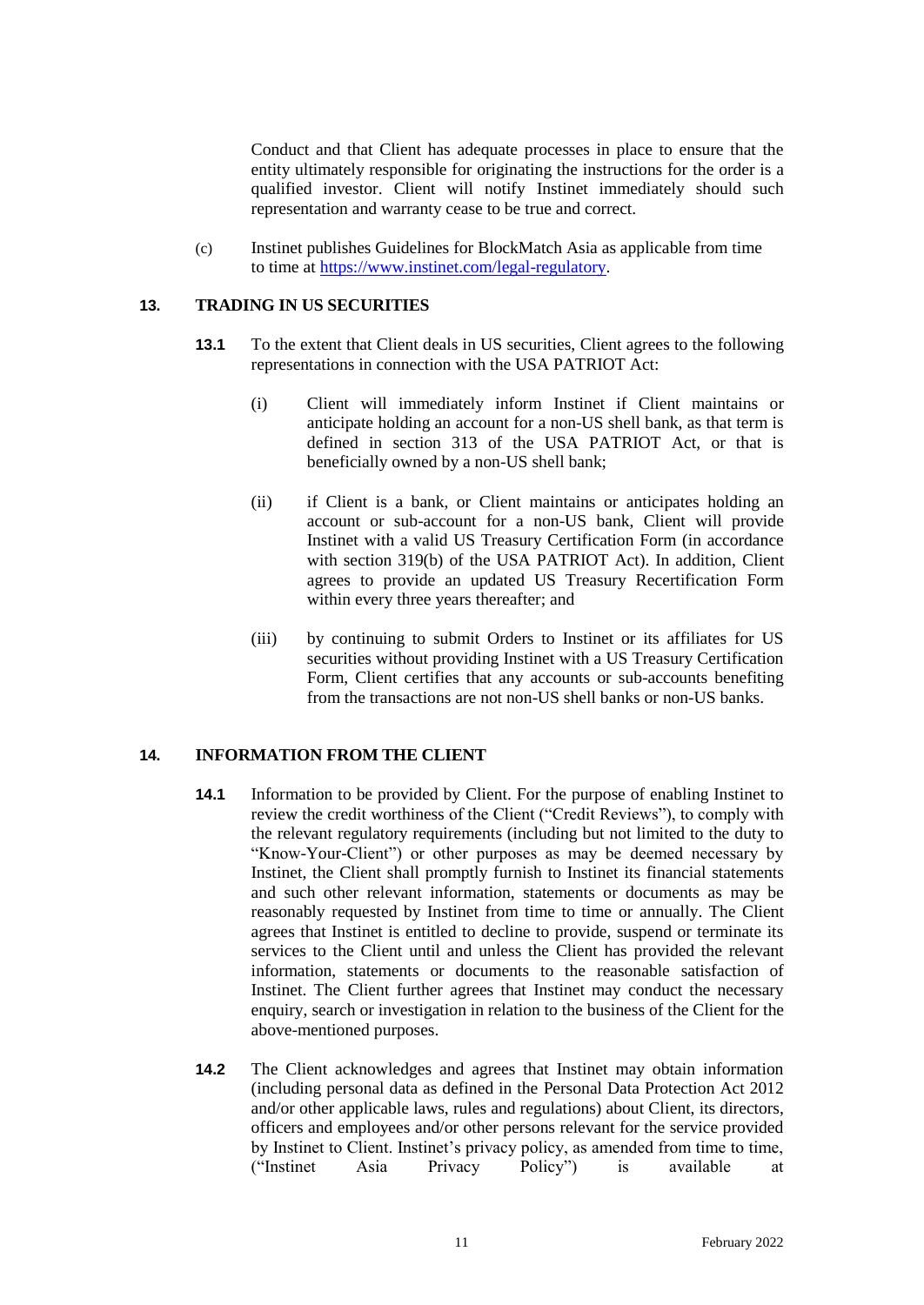Conduct and that Client has adequate processes in place to ensure that the entity ultimately responsible for originating the instructions for the order is a qualified investor. Client will notify Instinet immediately should such representation and warranty cease to be true and correct.

(c) Instinet publishes Guidelines for BlockMatch Asia as applicable from time to time at https://www.instinet.com/legal-regulatory.

## 13. TRADING IN US SECURITIES

**13.1** To the extent that Client deals in US securities, Client agrees to the following representations in connection with the USA PATRIOT Act:

(i) Client will immediately inform Instinet if Client maintains or anticipate holding an account for a non-US shell bank, as that term is defined in section 313 of the USA PATRIOT Act, or that is beneficially owned by a non-US shell bank;

(ii) if Client is a bank, or Client maintains or anticipates holding an account or sub-account for a non-US bank, Client will provide Instinet with a valid US Treasury Certification Form (in accordance with section 319(b) of the USA PATRIOT Act). In addition, Client agrees to provide an updated US Treasury Recertification Form within every three years thereafter; and

(iii) by continuing to submit Orders to Instinet or its affiliates for US securities without providing Instinet with a US Treasury Certification Form, Client certifies that any accounts or sub-accounts benefiting from the transactions are not non-US shell banks or non-US banks.

## 14. INFORMATION FROM THE CLIENT

**14.1** Information to be provided by Client. For the purpose of enabling Instinet to review the credit worthiness of the Client ("Credit Reviews"), to comply with the relevant regulatory requirements (including but not limited to the duty to "Know-Your-Client") or other purposes as may be deemed necessary by Instinet, the Client shall promptly furnish to Instinet its financial statements and such other relevant information, statements or documents as may be reasonably requested by Instinet from time to time or annually. The Client agrees that Instinet is entitled to decline to provide, suspend or terminate its services to the Client until and unless the Client has provided the relevant information, statements or documents to the reasonable satisfaction of Instinet. The Client further agrees that Instinet may conduct the necessary enquiry, search or investigation in relation to the business of the Client for the above-mentioned purposes.

**14.2** The Client acknowledges and agrees that Instinet may obtain information (including personal data as defined in the Personal Data Protection Act 2012 and/or other applicable laws, rules and regulations) about Client, its directors, officers and employees and/or other persons relevant for the service provided by Instinet to Client. Instinet's privacy policy, as amended from time to time, ("Instinet Asia Privacy Policy") is available at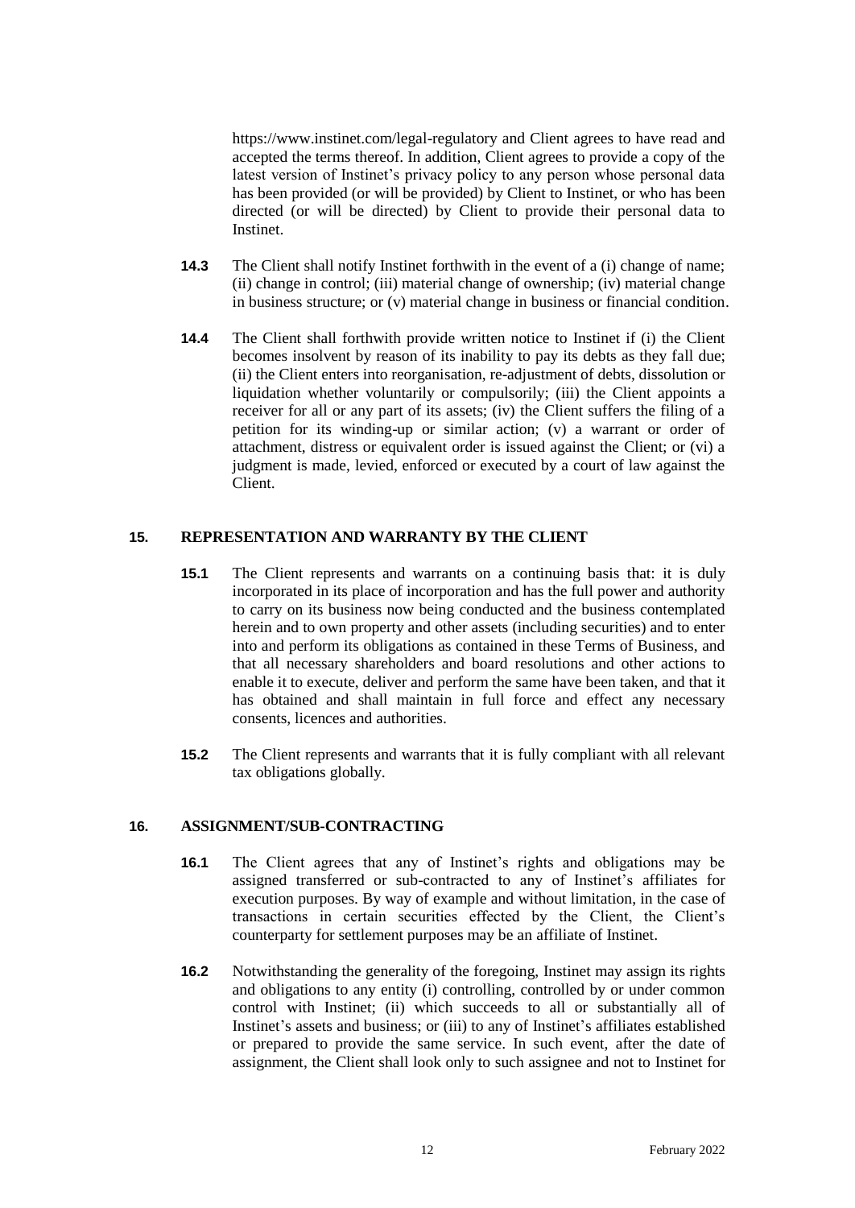https://www.instinet.com/legal-regulatory and Client agrees to have read and accepted the terms thereof. In addition, Client agrees to provide a copy of the latest version of Instinet's privacy policy to any person whose personal data has been provided (or will be provided) by Client to Instinet, or who has been directed (or will be directed) by Client to provide their personal data to Instinet.

**14.3** The Client shall notify Instinet forthwith in the event of a (i) change of name; (ii) change in control; (iii) material change of ownership; (iv) material change in business structure; or (v) material change in business or financial condition.

**14.4** The Client shall forthwith provide written notice to Instinet if (i) the Client becomes insolvent by reason of its inability to pay its debts as they fall due; (ii) the Client enters into reorganisation, re-adjustment of debts, dissolution or liquidation whether voluntarily or compulsorily; (iii) the Client appoints a receiver for all or any part of its assets; (iv) the Client suffers the filing of a petition for its winding-up or similar action; (v) a warrant or order of attachment, distress or equivalent order is issued against the Client; or (vi) a judgment is made, levied, enforced or executed by a court of law against the Client.

## 15. REPRESENTATION AND WARRANTY BY THE CLIENT

**15.1** The Client represents and warrants on a continuing basis that: it is duly incorporated in its place of incorporation and has the full power and authority to carry on its business now being conducted and the business contemplated herein and to own property and other assets (including securities) and to enter into and perform its obligations as contained in these Terms of Business, and that all necessary shareholders and board resolutions and other actions to enable it to execute, deliver and perform the same have been taken, and that it has obtained and shall maintain in full force and effect any necessary consents, licences and authorities.

**15.2** The Client represents and warrants that it is fully compliant with all relevant tax obligations globally.

## 16. ASSIGNMENT/SUB-CONTRACTING

**16.1** The Client agrees that any of Instinet's rights and obligations may be assigned transferred or sub-contracted to any of Instinet's affiliates for execution purposes. By way of example and without limitation, in the case of transactions in certain securities effected by the Client, the Client's counterparty for settlement purposes may be an affiliate of Instinet.

**16.2** Notwithstanding the generality of the foregoing, Instinet may assign its rights and obligations to any entity (i) controlling, controlled by or under common control with Instinet; (ii) which succeeds to all or substantially all of Instinet's assets and business; or (iii) to any of Instinet's affiliates established or prepared to provide the same service. In such event, after the date of assignment, the Client shall look only to such assignee and not to Instinet for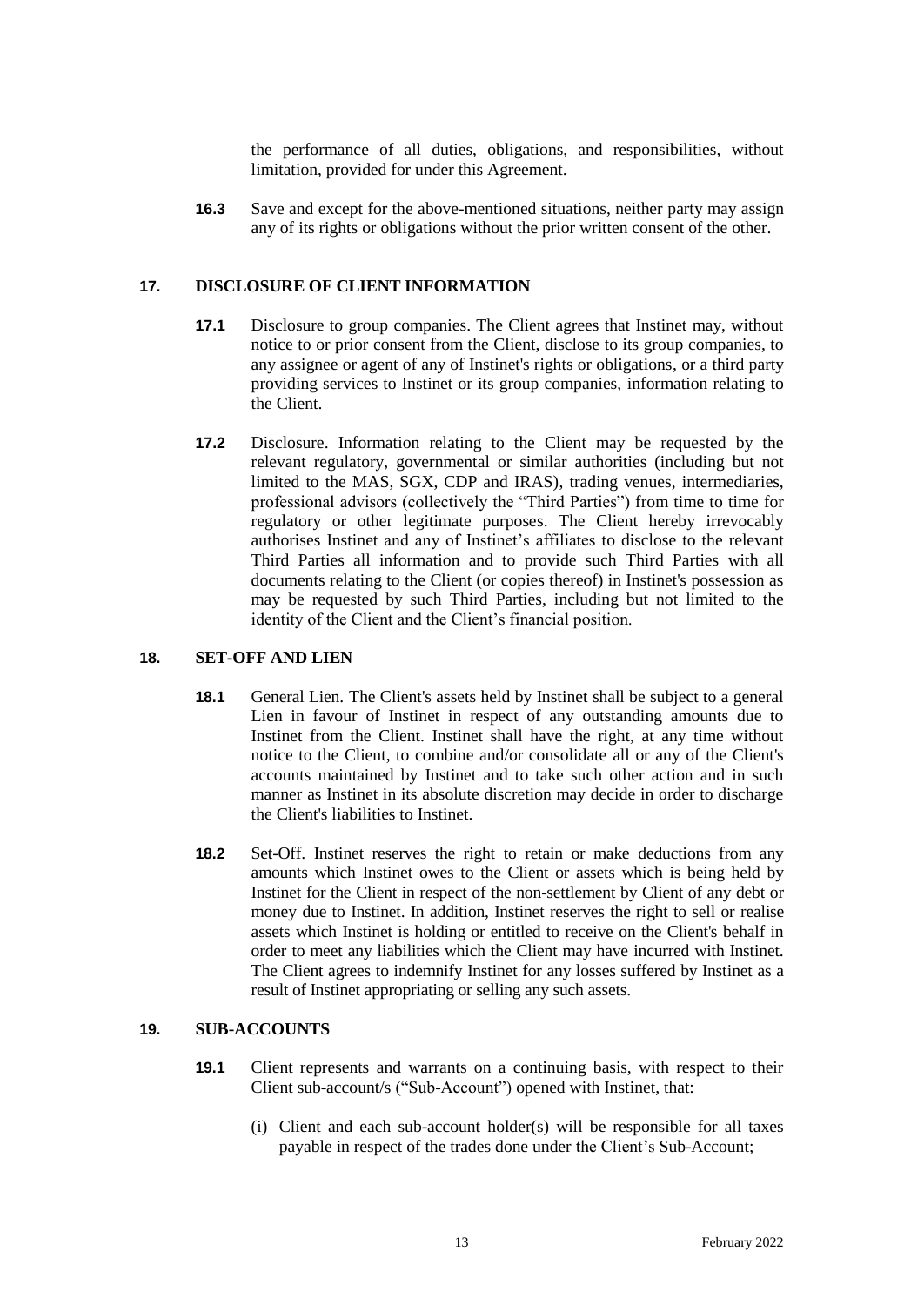the performance of all duties, obligations, and responsibilities, without limitation, provided for under this Agreement.

**16.3** Save and except for the above-mentioned situations, neither party may assign any of its rights or obligations without the prior written consent of the other.

## 17. DISCLOSURE OF CLIENT INFORMATION

**17.1** Disclosure to group companies. The Client agrees that Instinet may, without notice to or prior consent from the Client, disclose to its group companies, to any assignee or agent of any of Instinet's rights or obligations, or a third party providing services to Instinet or its group companies, information relating to the Client.

**17.2** Disclosure. Information relating to the Client may be requested by the relevant regulatory, governmental or similar authorities (including but not limited to the MAS, SGX, CDP and IRAS), trading venues, intermediaries, professional advisors (collectively the "Third Parties") from time to time for regulatory or other legitimate purposes. The Client hereby irrevocably authorises Instinet and any of Instinet's affiliates to disclose to the relevant Third Parties all information and to provide such Third Parties with all documents relating to the Client (or copies thereof) in Instinet's possession as may be requested by such Third Parties, including but not limited to the identity of the Client and the Client's financial position.

## 18. SET-OFF AND LIEN

**18.1** General Lien. The Client's assets held by Instinet shall be subject to a general Lien in favour of Instinet in respect of any outstanding amounts due to Instinet from the Client. Instinet shall have the right, at any time without notice to the Client, to combine and/or consolidate all or any of the Client's accounts maintained by Instinet and to take such other action and in such manner as Instinet in its absolute discretion may decide in order to discharge the Client's liabilities to Instinet.

**18.2** Set-Off. Instinet reserves the right to retain or make deductions from any amounts which Instinet owes to the Client or assets which is being held by Instinet for the Client in respect of the non-settlement by Client of any debt or money due to Instinet. In addition, Instinet reserves the right to sell or realise assets which Instinet is holding or entitled to receive on the Client's behalf in order to meet any liabilities which the Client may have incurred with Instinet. The Client agrees to indemnify Instinet for any losses suffered by Instinet as a result of Instinet appropriating or selling any such assets.

## 19. SUB-ACCOUNTS

**19.1** Client represents and warrants on a continuing basis, with respect to their Client sub-account/s ("Sub-Account") opened with Instinet, that:

(i) Client and each sub-account holder(s) will be responsible for all taxes payable in respect of the trades done under the Client's Sub-Account;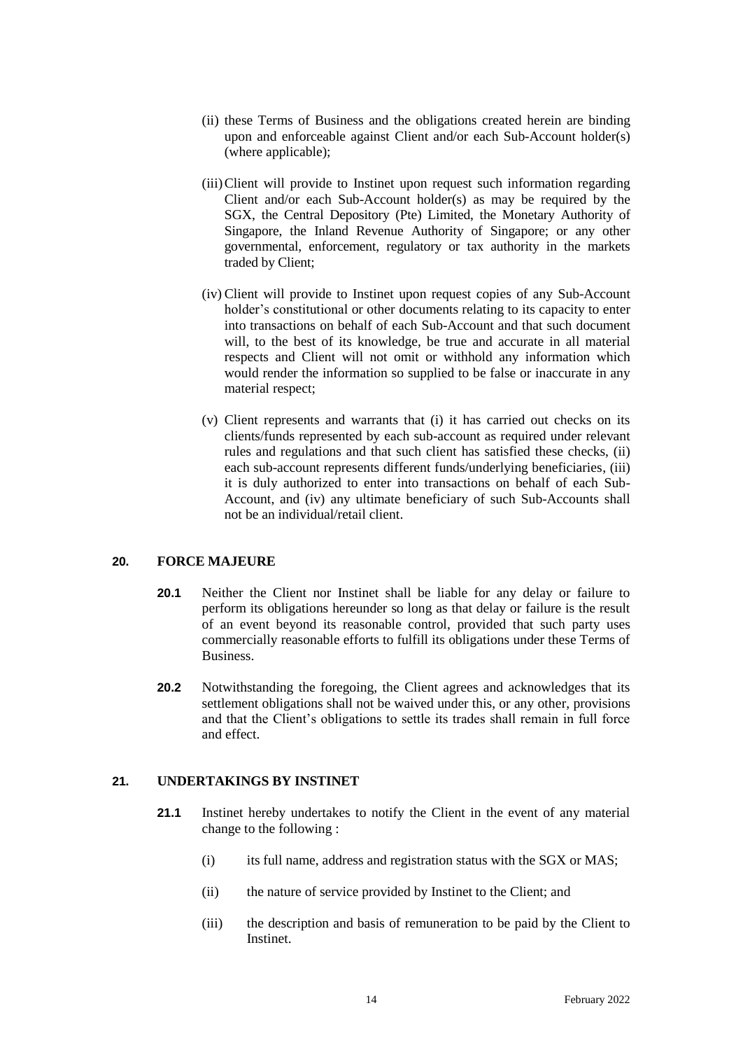(ii) these Terms of Business and the obligations created herein are binding upon and enforceable against Client and/or each Sub-Account holder(s) (where applicable);

(iii) Client will provide to Instinet upon request such information regarding Client and/or each Sub-Account holder(s) as may be required by the SGX, the Central Depository (Pte) Limited, the Monetary Authority of Singapore, the Inland Revenue Authority of Singapore; or any other governmental, enforcement, regulatory or tax authority in the markets traded by Client;

(iv) Client will provide to Instinet upon request copies of any Sub-Account holder's constitutional or other documents relating to its capacity to enter into transactions on behalf of each Sub-Account and that such document will, to the best of its knowledge, be true and accurate in all material respects and Client will not omit or withhold any information which would render the information so supplied to be false or inaccurate in any material respect;

(v) Client represents and warrants that (i) it has carried out checks on its clients/funds represented by each sub-account as required under relevant rules and regulations and that such client has satisfied these checks, (ii) each sub-account represents different funds/underlying beneficiaries, (iii) it is duly authorized to enter into transactions on behalf of each Sub-Account, and (iv) any ultimate beneficiary of such Sub-Accounts shall not be an individual/retail client.

## 20. FORCE MAJEURE

**20.1** Neither the Client nor Instinet shall be liable for any delay or failure to perform its obligations hereunder so long as that delay or failure is the result of an event beyond its reasonable control, provided that such party uses commercially reasonable efforts to fulfill its obligations under these Terms of Business.

**20.2** Notwithstanding the foregoing, the Client agrees and acknowledges that its settlement obligations shall not be waived under this, or any other, provisions and that the Client's obligations to settle its trades shall remain in full force and effect.

## 21. UNDERTAKINGS BY INSTINET

**21.1** Instinet hereby undertakes to notify the Client in the event of any material change to the following :

(i) its full name, address and registration status with the SGX or MAS;

(ii) the nature of service provided by Instinet to the Client; and

(iii) the description and basis of remuneration to be paid by the Client to Instinet.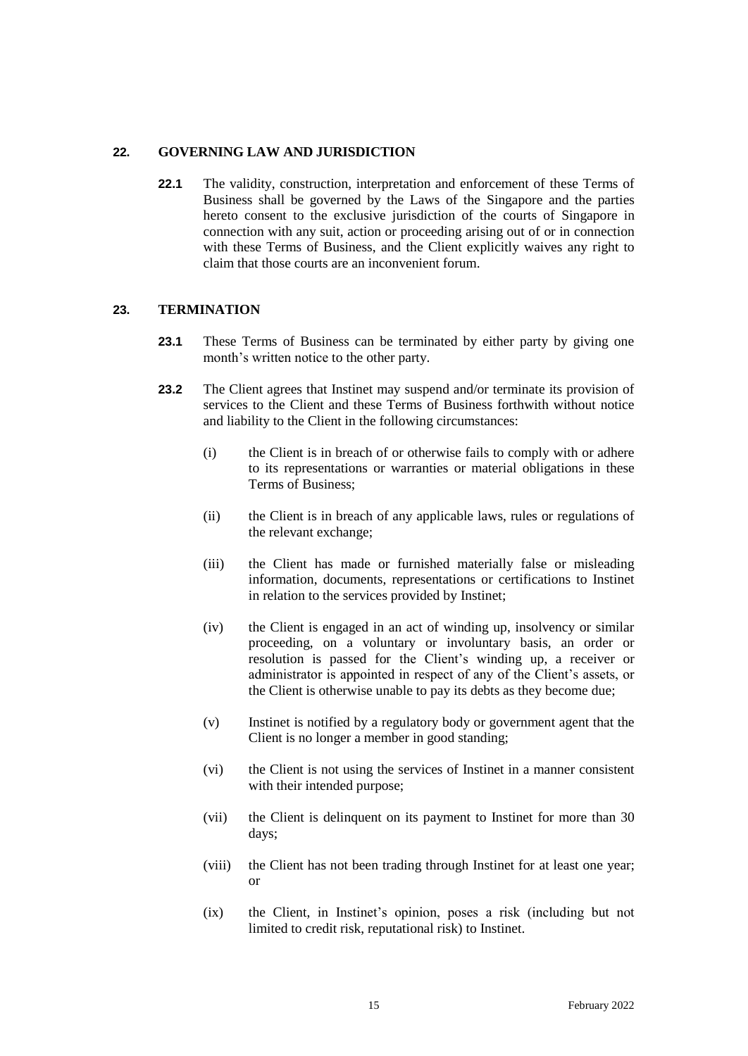## 22. GOVERNING LAW AND JURISDICTION

**22.1** The validity, construction, interpretation and enforcement of these Terms of Business shall be governed by the Laws of the Singapore and the parties hereto consent to the exclusive jurisdiction of the courts of Singapore in connection with any suit, action or proceeding arising out of or in connection with these Terms of Business, and the Client explicitly waives any right to claim that those courts are an inconvenient forum.

## 23. TERMINATION

**23.1** These Terms of Business can be terminated by either party by giving one month's written notice to the other party.

**23.2** The Client agrees that Instinet may suspend and/or terminate its provision of services to the Client and these Terms of Business forthwith without notice and liability to the Client in the following circumstances:

(i) the Client is in breach of or otherwise fails to comply with or adhere to its representations or warranties or material obligations in these Terms of Business;

(ii) the Client is in breach of any applicable laws, rules or regulations of the relevant exchange;

(iii) the Client has made or furnished materially false or misleading information, documents, representations or certifications to Instinet in relation to the services provided by Instinet;

(iv) the Client is engaged in an act of winding up, insolvency or similar proceeding, on a voluntary or involuntary basis, an order or resolution is passed for the Client's winding up, a receiver or administrator is appointed in respect of any of the Client's assets, or the Client is otherwise unable to pay its debts as they become due;

(v) Instinet is notified by a regulatory body or government agent that the Client is no longer a member in good standing;

(vi) the Client is not using the services of Instinet in a manner consistent with their intended purpose;

(vii) the Client is delinquent on its payment to Instinet for more than 30 days;

(viii) the Client has not been trading through Instinet for at least one year; or

(ix) the Client, in Instinet's opinion, poses a risk (including but not limited to credit risk, reputational risk) to Instinet.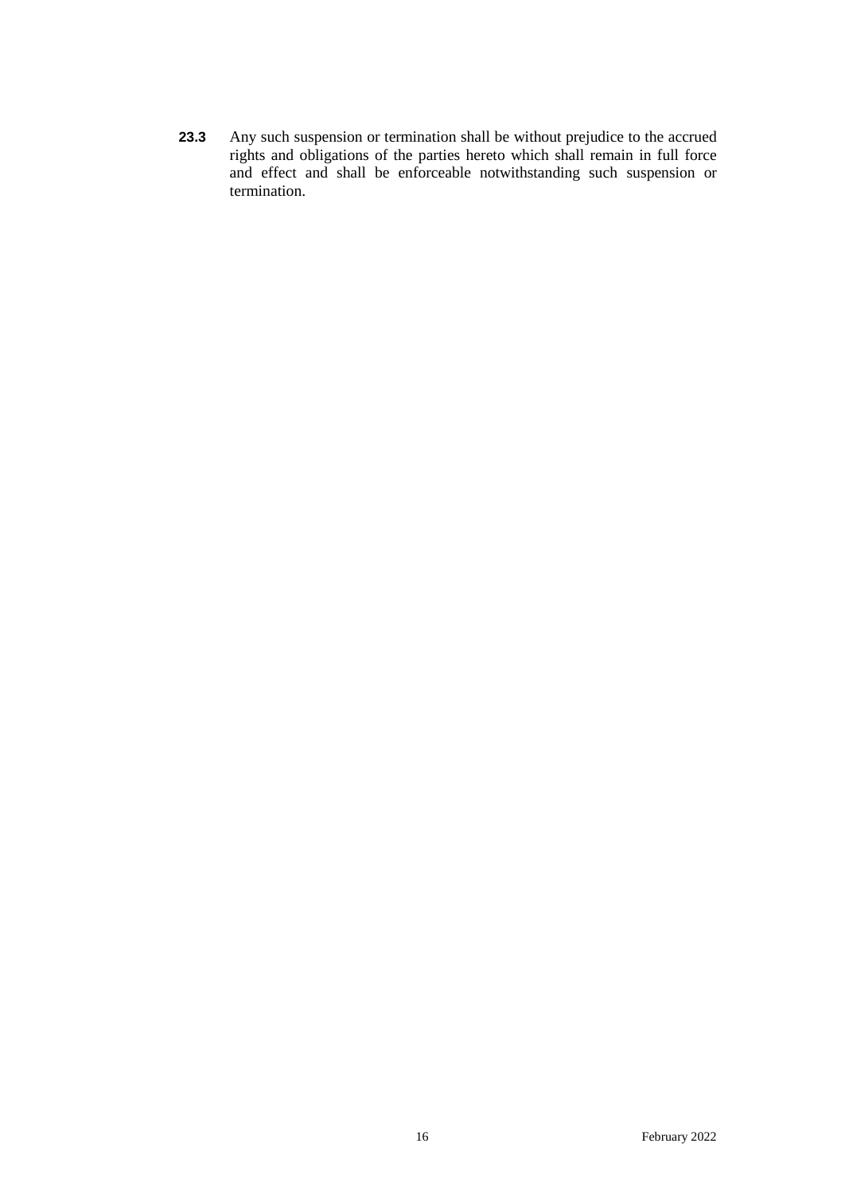**23.3** Any such suspension or termination shall be without prejudice to the accrued rights and obligations of the parties hereto which shall remain in full force and effect and shall be enforceable notwithstanding such suspension or termination.